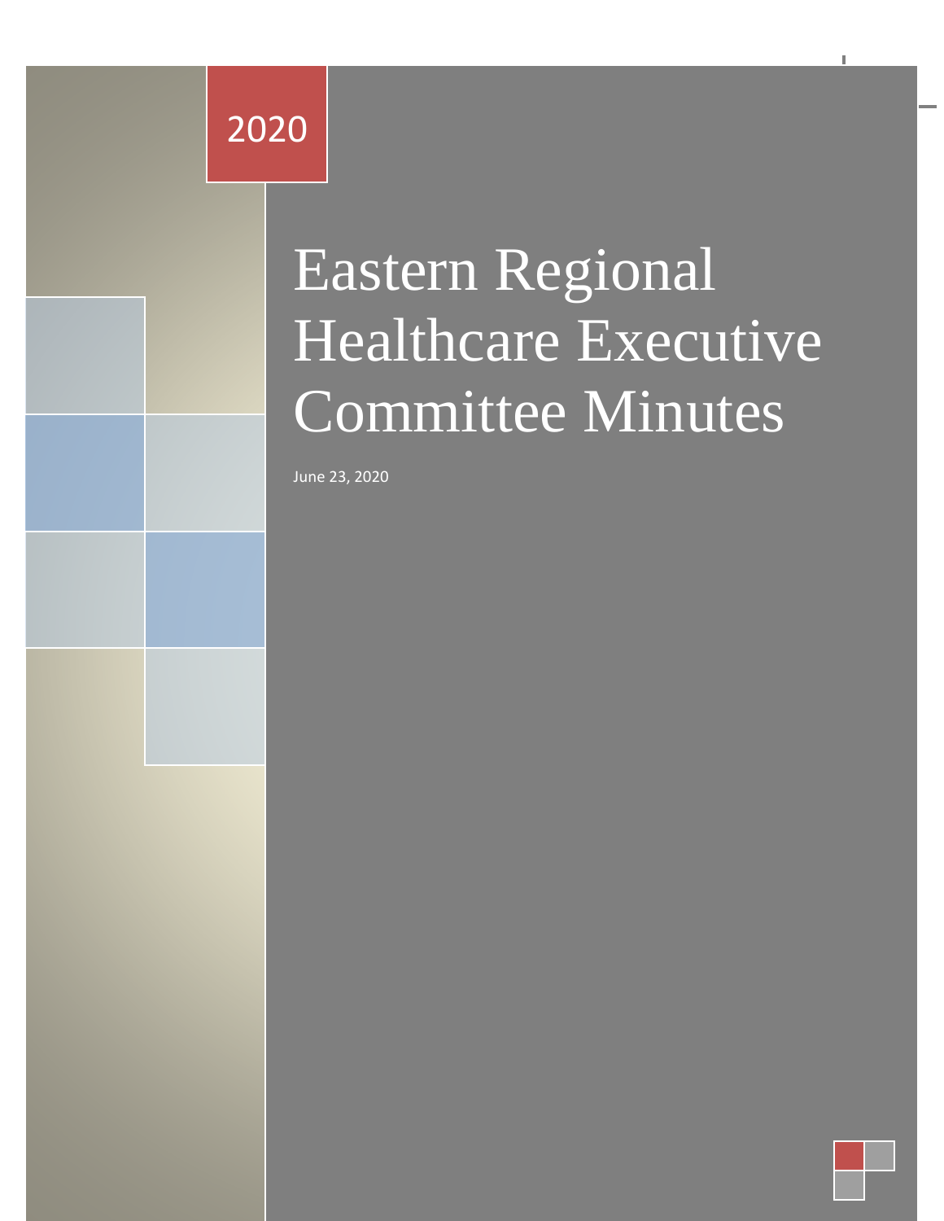2020

# Eastern Regional Healthcare Executive Committee Minutes

June 23, 2020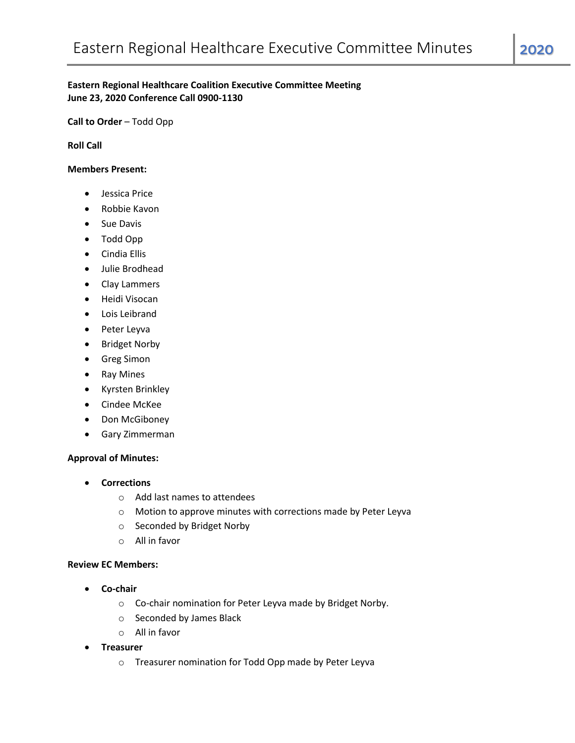**Eastern Regional Healthcare Coalition Executive Committee Meeting**
**June 23, 2020 Conference Call 0900-1130**

**Call to Order** – Todd Opp

**Roll Call**

**Members Present:**

- Jessica Price
- Robbie Kavon
- Sue Davis
- Todd Opp
- Cindia Ellis
- Julie Brodhead
- Clay Lammers
- Heidi Visocan
- Lois Leibrand
- Peter Leyva
- Bridget Norby
- Greg Simon
- Ray Mines
- Kyrsten Brinkley
- Cindee McKee
- Don McGiboney
- Gary Zimmerman

**Approval of Minutes:**

- **Corrections**
    - Add last names to attendees
    - Motion to approve minutes with corrections made by Peter Leyva
    - Seconded by Bridget Norby
    - All in favor

**Review EC Members:**

- **Co-chair**
    - Co-chair nomination for Peter Leyva made by Bridget Norby.
    - Seconded by James Black
    - All in favor
- **Treasurer**
    - Treasurer nomination for Todd Opp made by Peter Leyva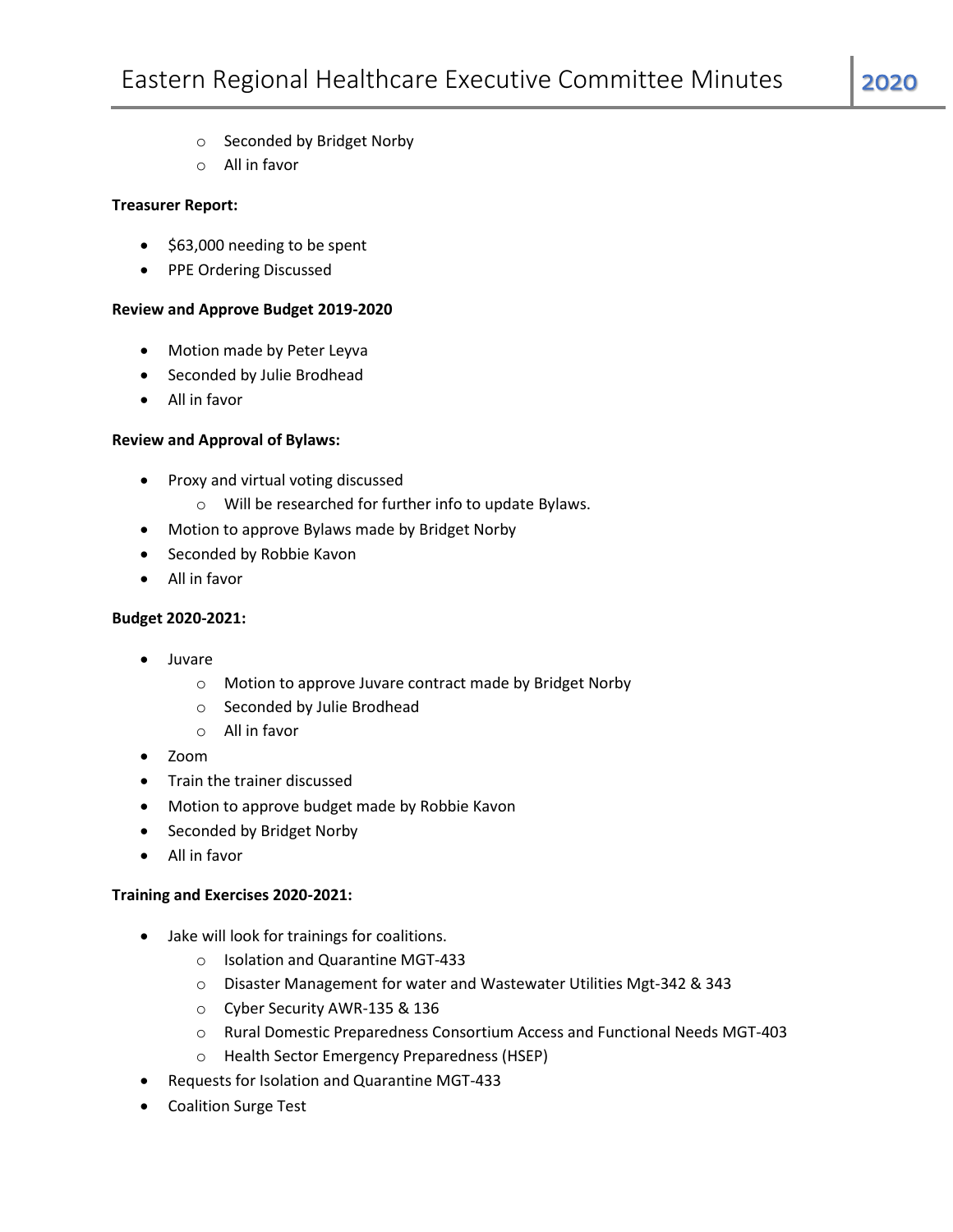- Seconded by Bridget Norby
  - All in favor

**Treasurer Report:**

- $63,000 needing to be spent
- PPE Ordering Discussed

**Review and Approve Budget 2019-2020**

- Motion made by Peter Leyva
- Seconded by Julie Brodhead
- All in favor

**Review and Approval of Bylaws:**

- Proxy and virtual voting discussed
  - Will be researched for further info to update Bylaws.
- Motion to approve Bylaws made by Bridget Norby
- Seconded by Robbie Kavon
- All in favor

**Budget 2020-2021:**

- Juvare
  - Motion to approve Juvare contract made by Bridget Norby
  - Seconded by Julie Brodhead
  - All in favor
- Zoom
- Train the trainer discussed
- Motion to approve budget made by Robbie Kavon
- Seconded by Bridget Norby
- All in favor

**Training and Exercises 2020-2021:**

- Jake will look for trainings for coalitions.
  - Isolation and Quarantine MGT-433
  - Disaster Management for water and Wastewater Utilities Mgt-342 & 343
  - Cyber Security AWR-135 & 136
  - Rural Domestic Preparedness Consortium Access and Functional Needs MGT-403
  - Health Sector Emergency Preparedness (HSEP)
- Requests for Isolation and Quarantine MGT-433
- Coalition Surge Test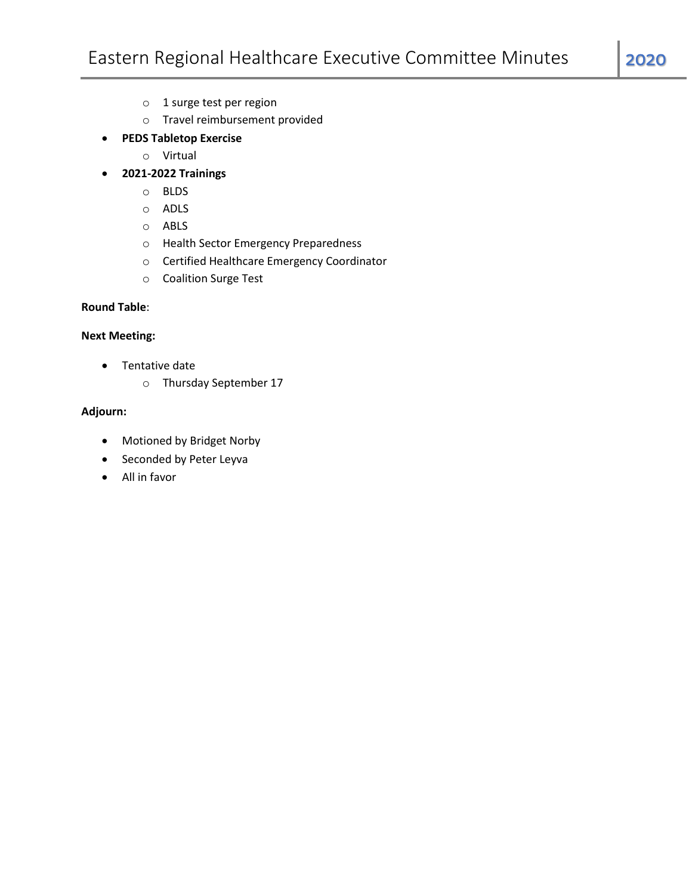- 1 surge test per region
- Travel reimbursement provided

- **PEDS Tabletop Exercise**
  - Virtual
- **2021-2022 Trainings**
  - BLDS
  - ADLS
  - ABLS
  - Health Sector Emergency Preparedness
  - Certified Healthcare Emergency Coordinator
  - Coalition Surge Test

**Round Table**:

**Next Meeting:**

- Tentative date
  - Thursday September 17

**Adjourn:**

- Motioned by Bridget Norby
- Seconded by Peter Leyva
- All in favor